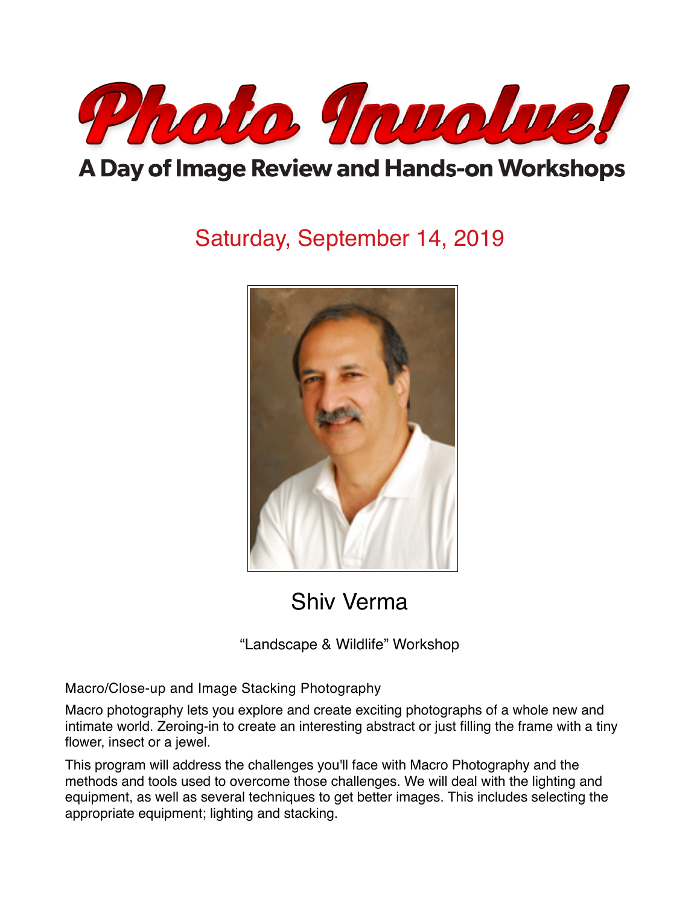# Photo Involve!

## A Day of Image Review and Hands-on Workshops

Saturday, September 14, 2019

Shiv Verma

“Landscape & Wildlife” Workshop

Macro/Close-up and Image Stacking Photography

Macro photography lets you explore and create exciting photographs of a whole new and intimate world. Zeroing-in to create an interesting abstract or just filling the frame with a tiny flower, insect or a jewel.

This program will address the challenges you'll face with Macro Photography and the methods and tools used to overcome those challenges. We will deal with the lighting and equipment, as well as several techniques to get better images. This includes selecting the appropriate equipment; lighting and stacking.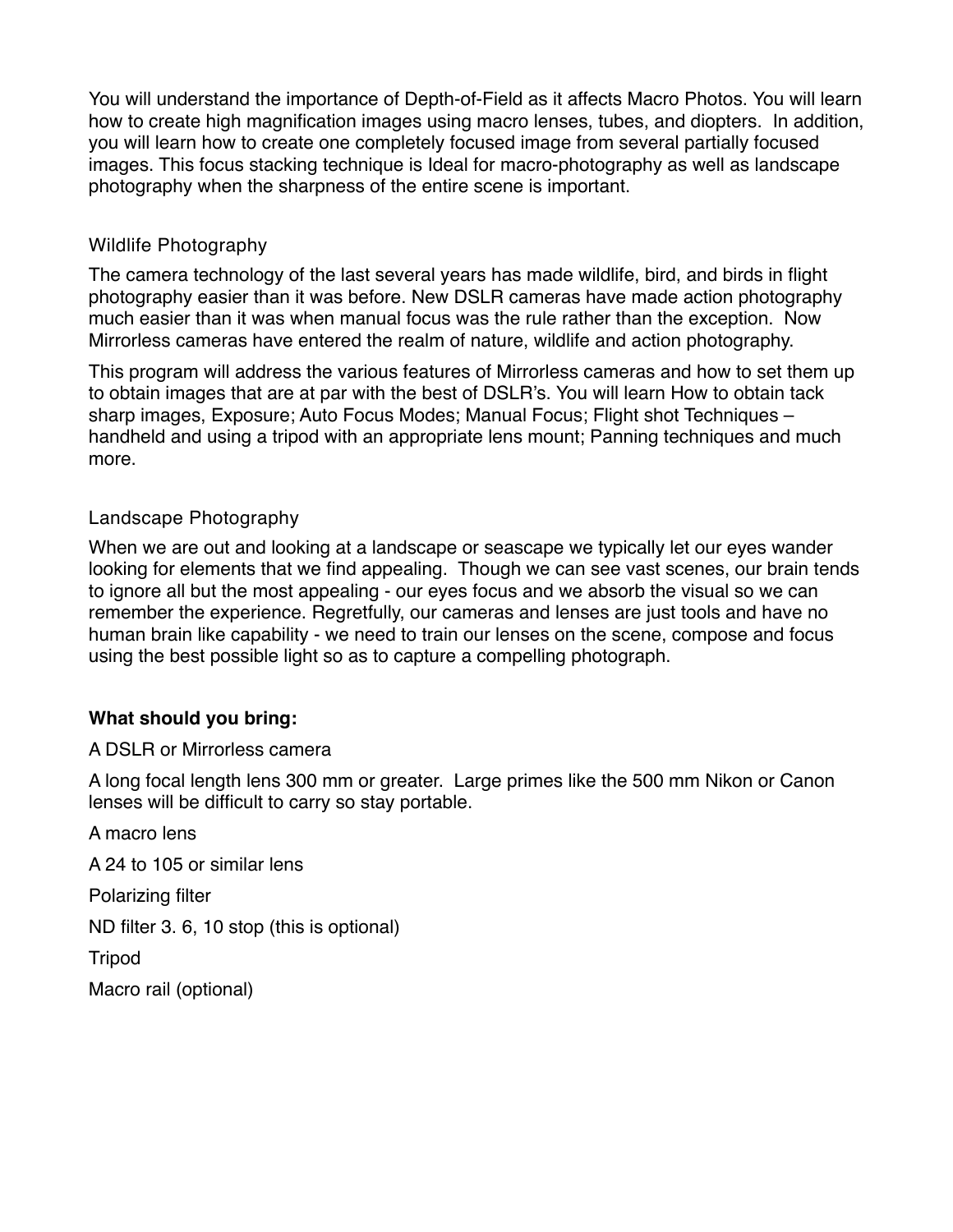You will understand the importance of Depth-of-Field as it affects Macro Photos. You will learn how to create high magnification images using macro lenses, tubes, and diopters.  In addition, you will learn how to create one completely focused image from several partially focused images. This focus stacking technique is Ideal for macro-photography as well as landscape photography when the sharpness of the entire scene is important.

### Wildlife Photography

The camera technology of the last several years has made wildlife, bird, and birds in flight photography easier than it was before. New DSLR cameras have made action photography much easier than it was when manual focus was the rule rather than the exception.  Now Mirrorless cameras have entered the realm of nature, wildlife and action photography.

This program will address the various features of Mirrorless cameras and how to set them up to obtain images that are at par with the best of DSLR's. You will learn How to obtain tack sharp images, Exposure; Auto Focus Modes; Manual Focus; Flight shot Techniques – handheld and using a tripod with an appropriate lens mount; Panning techniques and much more.

### Landscape Photography

When we are out and looking at a landscape or seascape we typically let our eyes wander looking for elements that we find appealing.  Though we can see vast scenes, our brain tends to ignore all but the most appealing - our eyes focus and we absorb the visual so we can remember the experience. Regretfully, our cameras and lenses are just tools and have no human brain like capability - we need to train our lenses on the scene, compose and focus using the best possible light so as to capture a compelling photograph.

**What should you bring:**

A DSLR or Mirrorless camera

A long focal length lens 300 mm or greater.  Large primes like the 500 mm Nikon or Canon lenses will be difficult to carry so stay portable.

A macro lens

A 24 to 105 or similar lens

Polarizing filter

ND filter 3. 6, 10 stop (this is optional)

Tripod

Macro rail (optional)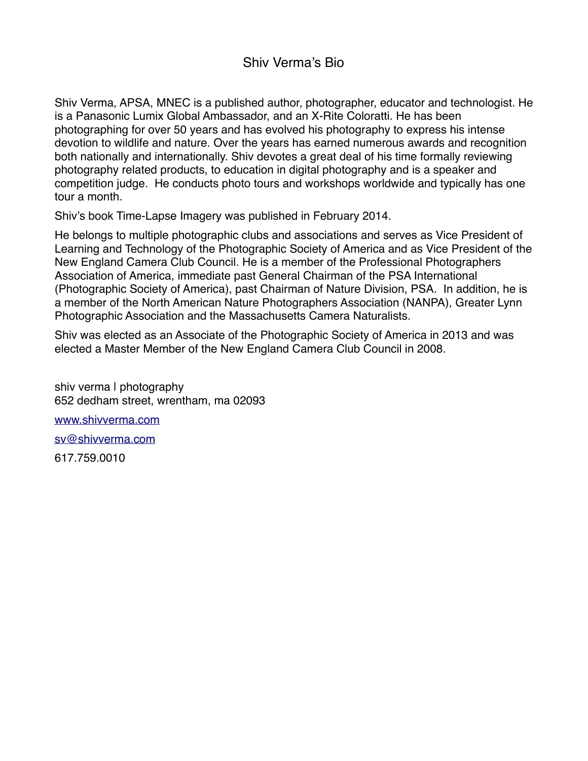# Shiv Verma's Bio

Shiv Verma, APSA, MNEC is a published author, photographer, educator and technologist. He is a Panasonic Lumix Global Ambassador, and an X-Rite Coloratti. He has been photographing for over 50 years and has evolved his photography to express his intense devotion to wildlife and nature. Over the years has earned numerous awards and recognition both nationally and internationally. Shiv devotes a great deal of his time formally reviewing photography related products, to education in digital photography and is a speaker and competition judge. He conducts photo tours and workshops worldwide and typically has one tour a month.

Shiv's book Time-Lapse Imagery was published in February 2014.

He belongs to multiple photographic clubs and associations and serves as Vice President of Learning and Technology of the Photographic Society of America and as Vice President of the New England Camera Club Council. He is a member of the Professional Photographers Association of America, immediate past General Chairman of the PSA International (Photographic Society of America), past Chairman of Nature Division, PSA. In addition, he is a member of the North American Nature Photographers Association (NANPA), Greater Lynn Photographic Association and the Massachusetts Camera Naturalists.

Shiv was elected as an Associate of the Photographic Society of America in 2013 and was elected a Master Member of the New England Camera Club Council in 2008.

shiv verma | photography
652 dedham street, wrentham, ma 02093

[www.shivverma.com](http://www.shivverma.com)

[sv@shivverma.com](mailto:sv@shivverma.com)

617.759.0010